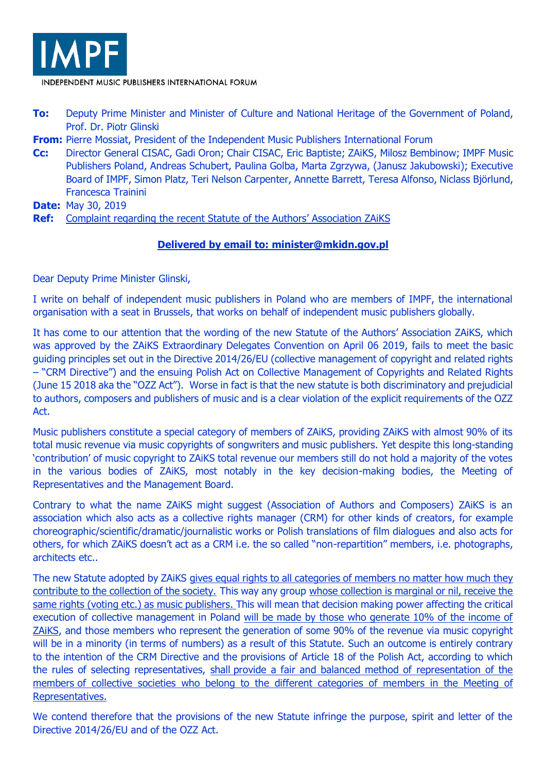# IMPF

INDEPENDENT MUSIC PUBLISHERS INTERNATIONAL FORUM

**To:** Deputy Prime Minister and Minister of Culture and National Heritage of the Government of Poland, Prof. Dr. Piotr Glinski

**From:** Pierre Mossiat, President of the Independent Music Publishers International Forum

**Cc:** Director General CISAC, Gadi Oron; Chair CISAC, Eric Baptiste; ZAiKS, Milosz Bembinow; IMPF Music Publishers Poland, Andreas Schubert, Paulina Golba, Marta Zgrzywa, (Janusz Jakubowski); Executive Board of IMPF, Simon Platz, Teri Nelson Carpenter, Annette Barrett, Teresa Alfonso, Niclass Björlund, Francesca Trainini

**Date:** May 30, 2019

**Ref:** Complaint regarding the recent Statute of the Authors' Association ZAiKS

**Delivered by email to: minister@mkidn.gov.pl**

Dear Deputy Prime Minister Glinski,

I write on behalf of independent music publishers in Poland who are members of IMPF, the international organisation with a seat in Brussels, that works on behalf of independent music publishers globally.

It has come to our attention that the wording of the new Statute of the Authors' Association ZAiKS, which was approved by the ZAiKS Extraordinary Delegates Convention on April 06 2019, fails to meet the basic guiding principles set out in the Directive 2014/26/EU (collective management of copyright and related rights – "CRM Directive") and the ensuing Polish Act on Collective Management of Copyrights and Related Rights (June 15 2018 aka the "OZZ Act"). Worse in fact is that the new statute is both discriminatory and prejudicial to authors, composers and publishers of music and is a clear violation of the explicit requirements of the OZZ Act.

Music publishers constitute a special category of members of ZAiKS, providing ZAiKS with almost 90% of its total music revenue via music copyrights of songwriters and music publishers. Yet despite this long-standing 'contribution' of music copyright to ZAiKS total revenue our members still do not hold a majority of the votes in the various bodies of ZAiKS, most notably in the key decision-making bodies, the Meeting of Representatives and the Management Board.

Contrary to what the name ZAiKS might suggest (Association of Authors and Composers) ZAiKS is an association which also acts as a collective rights manager (CRM) for other kinds of creators, for example choreographic/scientific/dramatic/journalistic works or Polish translations of film dialogues and also acts for others, for which ZAiKS doesn't act as a CRM i.e. the so called "non-repartition" members, i.e. photographs, architects etc..

The new Statute adopted by ZAiKS gives equal rights to all categories of members no matter how much they contribute to the collection of the society. This way any group whose collection is marginal or nil, receive the same rights (voting etc.) as music publishers. This will mean that decision making power affecting the critical execution of collective management in Poland will be made by those who generate 10% of the income of ZAiKS, and those members who represent the generation of some 90% of the revenue via music copyright will be in a minority (in terms of numbers) as a result of this Statute. Such an outcome is entirely contrary to the intention of the CRM Directive and the provisions of Article 18 of the Polish Act, according to which the rules of selecting representatives, shall provide a fair and balanced method of representation of the members of collective societies who belong to the different categories of members in the Meeting of Representatives.

We contend therefore that the provisions of the new Statute infringe the purpose, spirit and letter of the Directive 2014/26/EU and of the OZZ Act.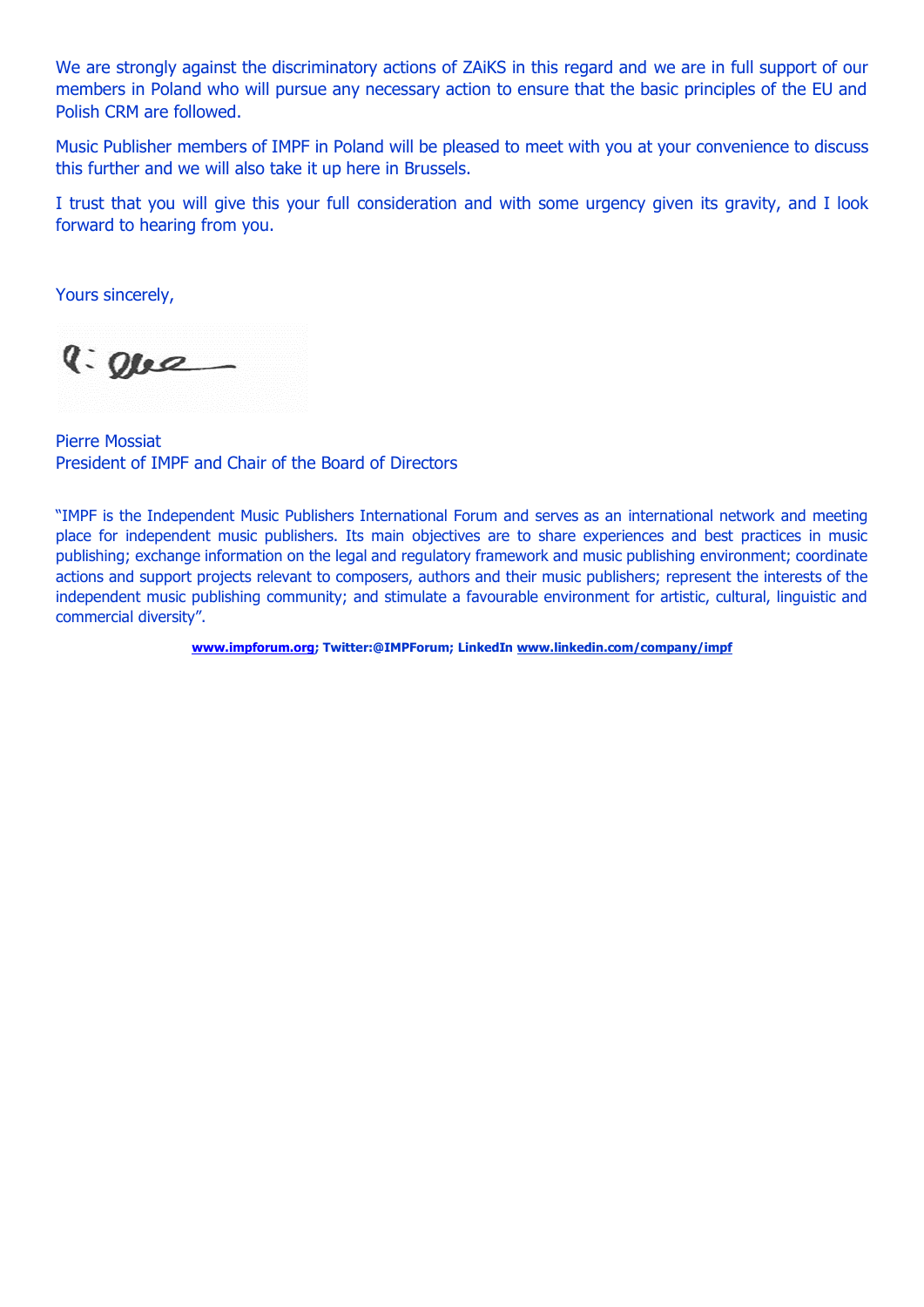We are strongly against the discriminatory actions of ZAiKS in this regard and we are in full support of our members in Poland who will pursue any necessary action to ensure that the basic principles of the EU and Polish CRM are followed.

Music Publisher members of IMPF in Poland will be pleased to meet with you at your convenience to discuss this further and we will also take it up here in Brussels.

I trust that you will give this your full consideration and with some urgency given its gravity, and I look forward to hearing from you.

Yours sincerely,

Pierre Mossiat
President of IMPF and Chair of the Board of Directors

"IMPF is the Independent Music Publishers International Forum and serves as an international network and meeting place for independent music publishers. Its main objectives are to share experiences and best practices in music publishing; exchange information on the legal and regulatory framework and music publishing environment; coordinate actions and support projects relevant to composers, authors and their music publishers; represent the interests of the independent music publishing community; and stimulate a favourable environment for artistic, cultural, linguistic and commercial diversity".

**www.impforum.org; Twitter:@IMPForum; LinkedIn www.linkedin.com/company/impf**